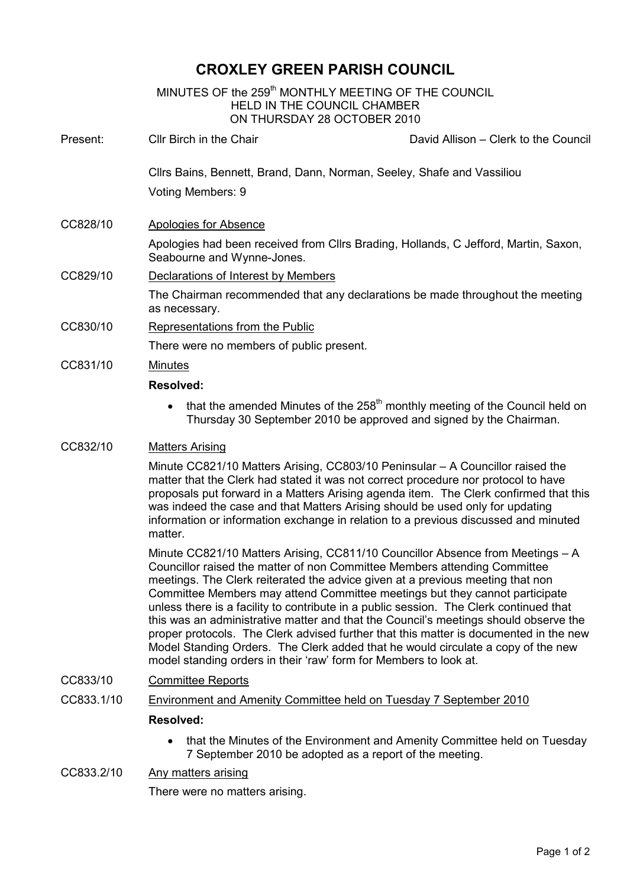# CROXLEY GREEN PARISH COUNCIL

MINUTES OF the 259th MONTHLY MEETING OF THE COUNCIL
HELD IN THE COUNCIL CHAMBER
ON THURSDAY 28 OCTOBER 2010

Present: Cllr Birch in the Chair — David Allison – Clerk to the Council

Cllrs Bains, Bennett, Brand, Dann, Norman, Seeley, Shafe and Vassiliou

Voting Members: 9

CC828/10 Apologies for Absence

Apologies had been received from Cllrs Brading, Hollands, C Jefford, Martin, Saxon, Seabourne and Wynne-Jones.

CC829/10 Declarations of Interest by Members

The Chairman recommended that any declarations be made throughout the meeting as necessary.

CC830/10 Representations from the Public

There were no members of public present.

CC831/10 Minutes

**Resolved:**

- that the amended Minutes of the 258th monthly meeting of the Council held on Thursday 30 September 2010 be approved and signed by the Chairman.

CC832/10 Matters Arising

Minute CC821/10 Matters Arising, CC803/10 Peninsular – A Councillor raised the matter that the Clerk had stated it was not correct procedure nor protocol to have proposals put forward in a Matters Arising agenda item. The Clerk confirmed that this was indeed the case and that Matters Arising should be used only for updating information or information exchange in relation to a previous discussed and minuted matter.

Minute CC821/10 Matters Arising, CC811/10 Councillor Absence from Meetings – A Councillor raised the matter of non Committee Members attending Committee meetings. The Clerk reiterated the advice given at a previous meeting that non Committee Members may attend Committee meetings but they cannot participate unless there is a facility to contribute in a public session. The Clerk continued that this was an administrative matter and that the Council's meetings should observe the proper protocols. The Clerk advised further that this matter is documented in the new Model Standing Orders. The Clerk added that he would circulate a copy of the new model standing orders in their 'raw' form for Members to look at.

CC833/10 Committee Reports

CC833.1/10 Environment and Amenity Committee held on Tuesday 7 September 2010

**Resolved:**

- that the Minutes of the Environment and Amenity Committee held on Tuesday 7 September 2010 be adopted as a report of the meeting.

CC833.2/10 Any matters arising

There were no matters arising.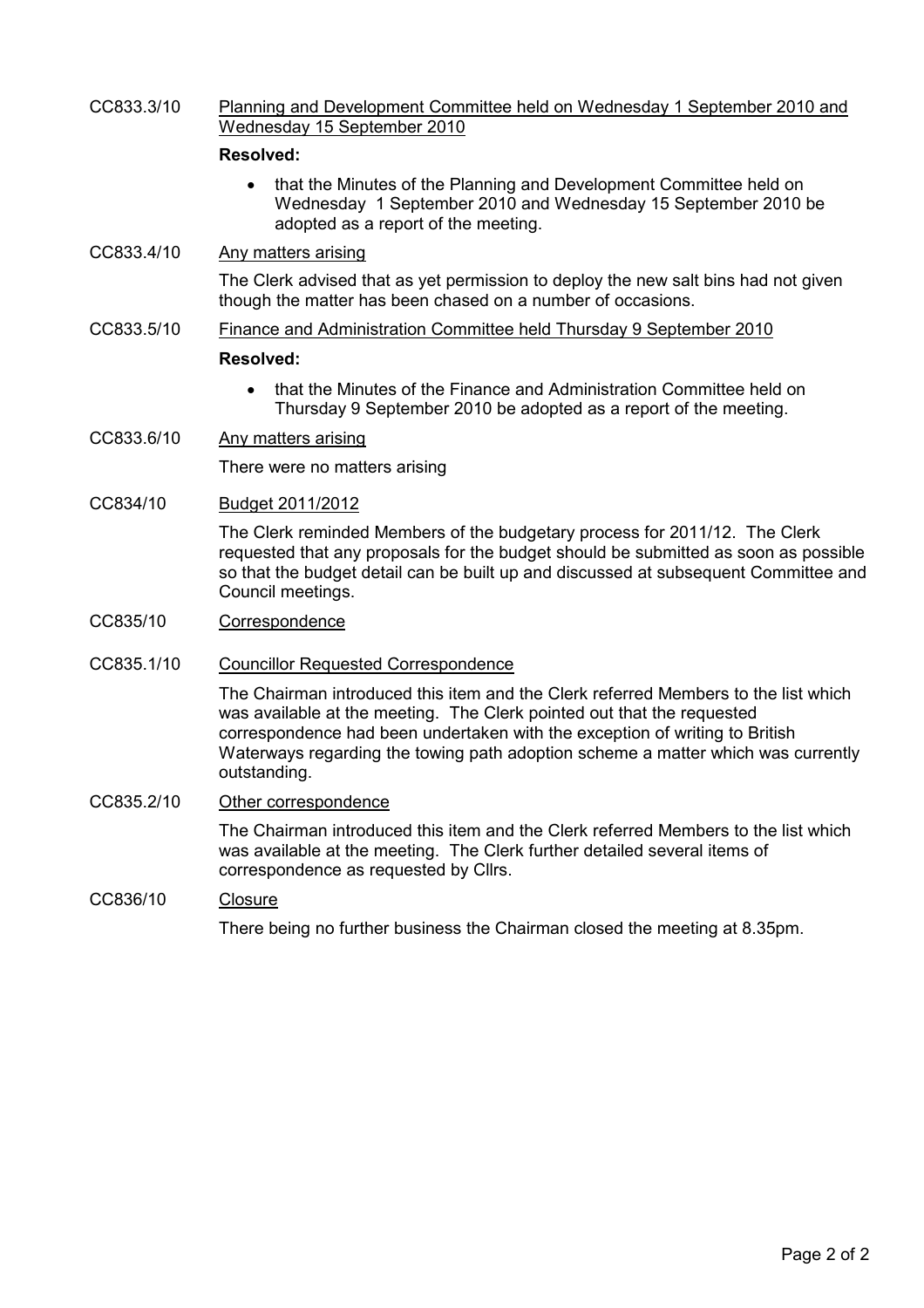CC833.3/10 Planning and Development Committee held on Wednesday 1 September 2010 and Wednesday 15 September 2010

**Resolved:**

- that the Minutes of the Planning and Development Committee held on Wednesday 1 September 2010 and Wednesday 15 September 2010 be adopted as a report of the meeting.

CC833.4/10 Any matters arising

The Clerk advised that as yet permission to deploy the new salt bins had not given though the matter has been chased on a number of occasions.

CC833.5/10 Finance and Administration Committee held Thursday 9 September 2010

**Resolved:**

- that the Minutes of the Finance and Administration Committee held on Thursday 9 September 2010 be adopted as a report of the meeting.

CC833.6/10 Any matters arising

There were no matters arising

CC834/10 Budget 2011/2012

The Clerk reminded Members of the budgetary process for 2011/12. The Clerk requested that any proposals for the budget should be submitted as soon as possible so that the budget detail can be built up and discussed at subsequent Committee and Council meetings.

CC835/10 Correspondence

CC835.1/10 Councillor Requested Correspondence

The Chairman introduced this item and the Clerk referred Members to the list which was available at the meeting. The Clerk pointed out that the requested correspondence had been undertaken with the exception of writing to British Waterways regarding the towing path adoption scheme a matter which was currently outstanding.

CC835.2/10 Other correspondence

The Chairman introduced this item and the Clerk referred Members to the list which was available at the meeting. The Clerk further detailed several items of correspondence as requested by Cllrs.

CC836/10 Closure

There being no further business the Chairman closed the meeting at 8.35pm.